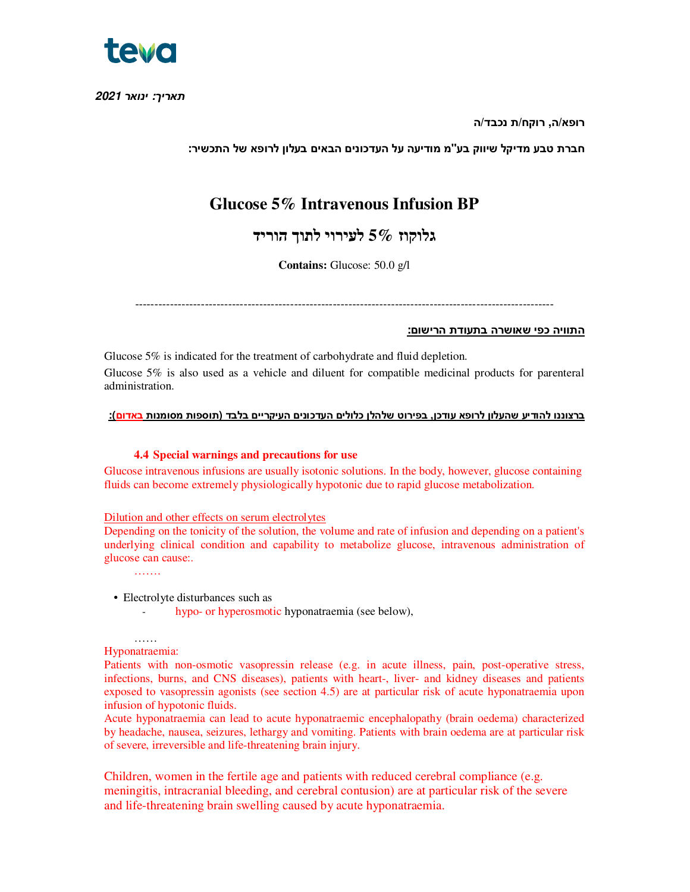teva

***תאריך: ינואר 2021***

**רופא/ה, רוקח/ת נכבד/ה**

**חברת טבע מדיקל שיווק בע"מ מודיעה על העדכונים הבאים בעלון לרופא של התכשיר:**

# Glucose 5% Intravenous Infusion BP

# גלוקוז 5% לעירוי לתוך הוריד

**Contains:** Glucose: 50.0 g/l

---

**התוויה כפי שאושרה בתעודת הרישום:**

Glucose 5% is indicated for the treatment of carbohydrate and fluid depletion.

Glucose 5% is also used as a vehicle and diluent for compatible medicinal products for parenteral administration.

**ברצוננו להודיע שהעלון לרופא עודכן, בפירוט שלהלן כלולים העדכונים העיקריים בלבד (תוספות מסומנות באדום):**

### 4.4 Special warnings and precautions for use

Glucose intravenous infusions are usually isotonic solutions. In the body, however, glucose containing fluids can become extremely physiologically hypotonic due to rapid glucose metabolization.

Dilution and other effects on serum electrolytes

Depending on the tonicity of the solution, the volume and rate of infusion and depending on a patient's underlying clinical condition and capability to metabolize glucose, intravenous administration of glucose can cause:.

…….

- Electrolyte disturbances such as
  - hypo- or hyperosmotic hyponatraemia (see below),

……

Hyponatraemia:

Patients with non-osmotic vasopressin release (e.g. in acute illness, pain, post-operative stress, infections, burns, and CNS diseases), patients with heart-, liver- and kidney diseases and patients exposed to vasopressin agonists (see section 4.5) are at particular risk of acute hyponatraemia upon infusion of hypotonic fluids.

Acute hyponatraemia can lead to acute hyponatraemic encephalopathy (brain oedema) characterized by headache, nausea, seizures, lethargy and vomiting. Patients with brain oedema are at particular risk of severe, irreversible and life-threatening brain injury.

Children, women in the fertile age and patients with reduced cerebral compliance (e.g. meningitis, intracranial bleeding, and cerebral contusion) are at particular risk of the severe and life-threatening brain swelling caused by acute hyponatraemia.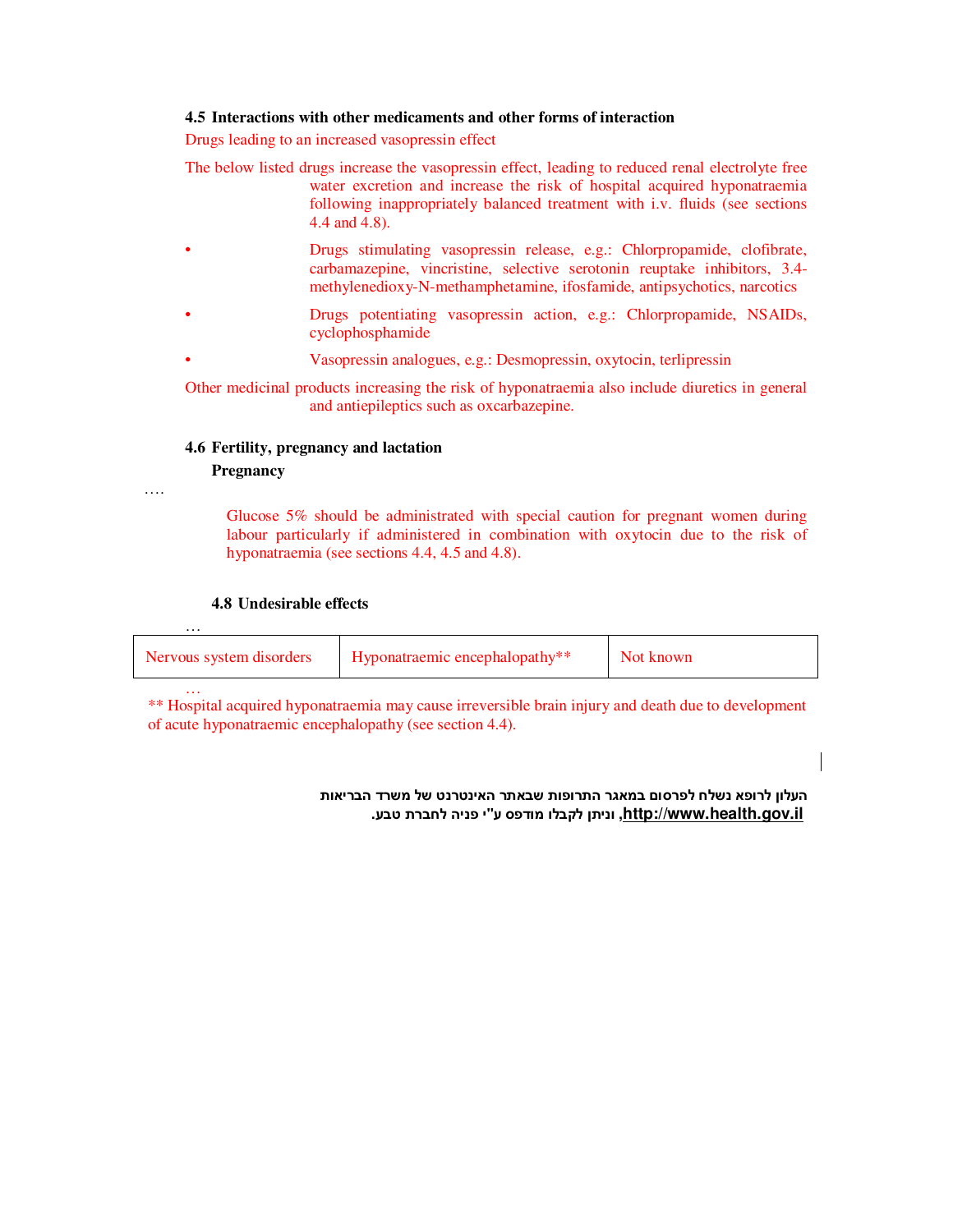### 4.5 Interactions with other medicaments and other forms of interaction

Drugs leading to an increased vasopressin effect

The below listed drugs increase the vasopressin effect, leading to reduced renal electrolyte free water excretion and increase the risk of hospital acquired hyponatraemia following inappropriately balanced treatment with i.v. fluids (see sections 4.4 and 4.8).

- Drugs stimulating vasopressin release, e.g.: Chlorpropamide, clofibrate, carbamazepine, vincristine, selective serotonin reuptake inhibitors, 3.4-methylenedioxy-N-methamphetamine, ifosfamide, antipsychotics, narcotics
- Drugs potentiating vasopressin action, e.g.: Chlorpropamide, NSAIDs, cyclophosphamide
- Vasopressin analogues, e.g.: Desmopressin, oxytocin, terlipressin

Other medicinal products increasing the risk of hyponatraemia also include diuretics in general and antiepileptics such as oxcarbazepine.

### 4.6 Fertility, pregnancy and lactation

**Pregnancy**

….

Glucose 5% should be administrated with special caution for pregnant women during labour particularly if administered in combination with oxytocin due to the risk of hyponatraemia (see sections 4.4, 4.5 and 4.8).

### 4.8 Undesirable effects

…

| | | |
|---|---|---|
| Nervous system disorders | Hyponatraemic encephalopathy** | Not known |

…

** Hospital acquired hyponatraemia may cause irreversible brain injury and death due to development of acute hyponatraemic encephalopathy (see section 4.4).

העלון לרופא נשלח לפרסום במאגר התרופות שבאתר האינטרנט של משרד הבריאות http://www.health.gov.il, וניתן לקבלו מודפס ע"י פניה לחברת טבע.